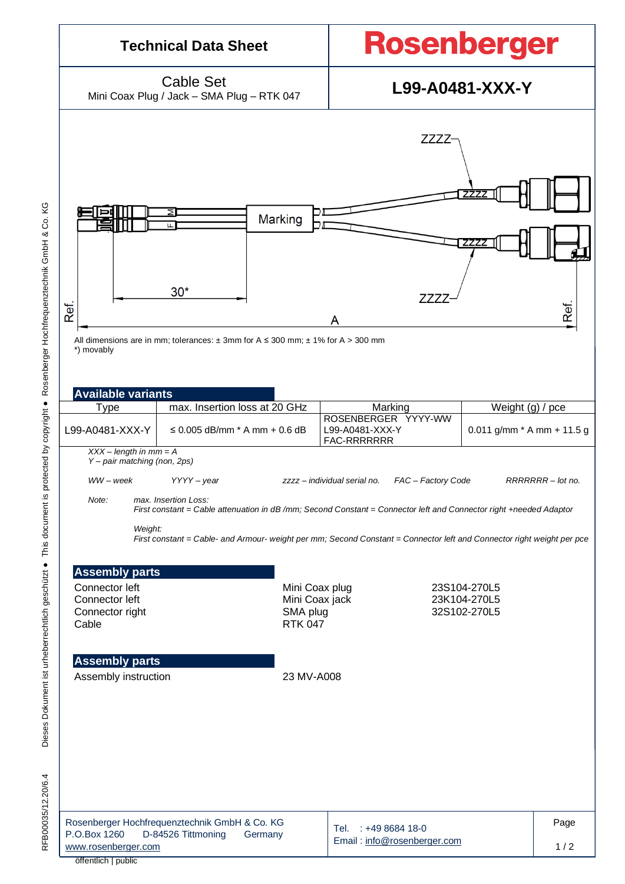# Technical Data Sheet

**Rosenberger**

Cable Set
Mini Coax Plug / Jack – SMA Plug – RTK 047

**L99-A0481-XXX-Y**

ZZZZ

ZZZZ

Marking

30*

Ref.

A

Ref.

All dimensions are in mm; tolerances: ± 3mm for A ≤ 300 mm; ± 1% for A > 300 mm
*) movably

## Available variants

| Type | max. Insertion loss at 20 GHz | Marking | Weight (g) / pce |
|---|---|---|---|
| L99-A0481-XXX-Y | ≤ 0.005 dB/mm * A mm + 0.6 dB | ROSENBERGER YYYY-WW<br>L99-A0481-XXX-Y<br>FAC-RRRRRRR | 0.011 g/mm * A mm + 11.5 g |

*XXX – length in mm = A*
*Y – pair matching (non, 2ps)*

*WW – week* *YYYY – year* *zzzz – individual serial no.* *FAC – Factory Code* *RRRRRRR – lot no.*

*Note:* *max. Insertion Loss:*
*First constant = Cable attenuation in dB /mm; Second Constant = Connector left and Connector right +needed Adaptor*

*Weight:*
*First constant = Cable- and Armour- weight per mm; Second Constant = Connector left and Connector right weight per pce*

## Assembly parts

| | | |
|---|---|---|
| Connector left | Mini Coax plug | 23S104-270L5 |
| Connector left | Mini Coax jack | 23K104-270L5 |
| Connector right | SMA plug | 32S102-270L5 |
| Cable | RTK 047 | |

## Assembly parts

| | |
|---|---|
| Assembly instruction | 23 MV-A008 |

Rosenberger Hochfrequenztechnik GmbH & Co. KG
P.O.Box 1260 D-84526 Tittmoning Germany
www.rosenberger.com

Tel. : +49 8684 18-0
Email : info@rosenberger.com

Dieses Dokument ist urheberrechtlich geschützt ● This document is protected by copyright ● Rosenberger Hochfrequenztechnik GmbH & Co. KG

RFB00035/12.20/6.4

öffentlich | public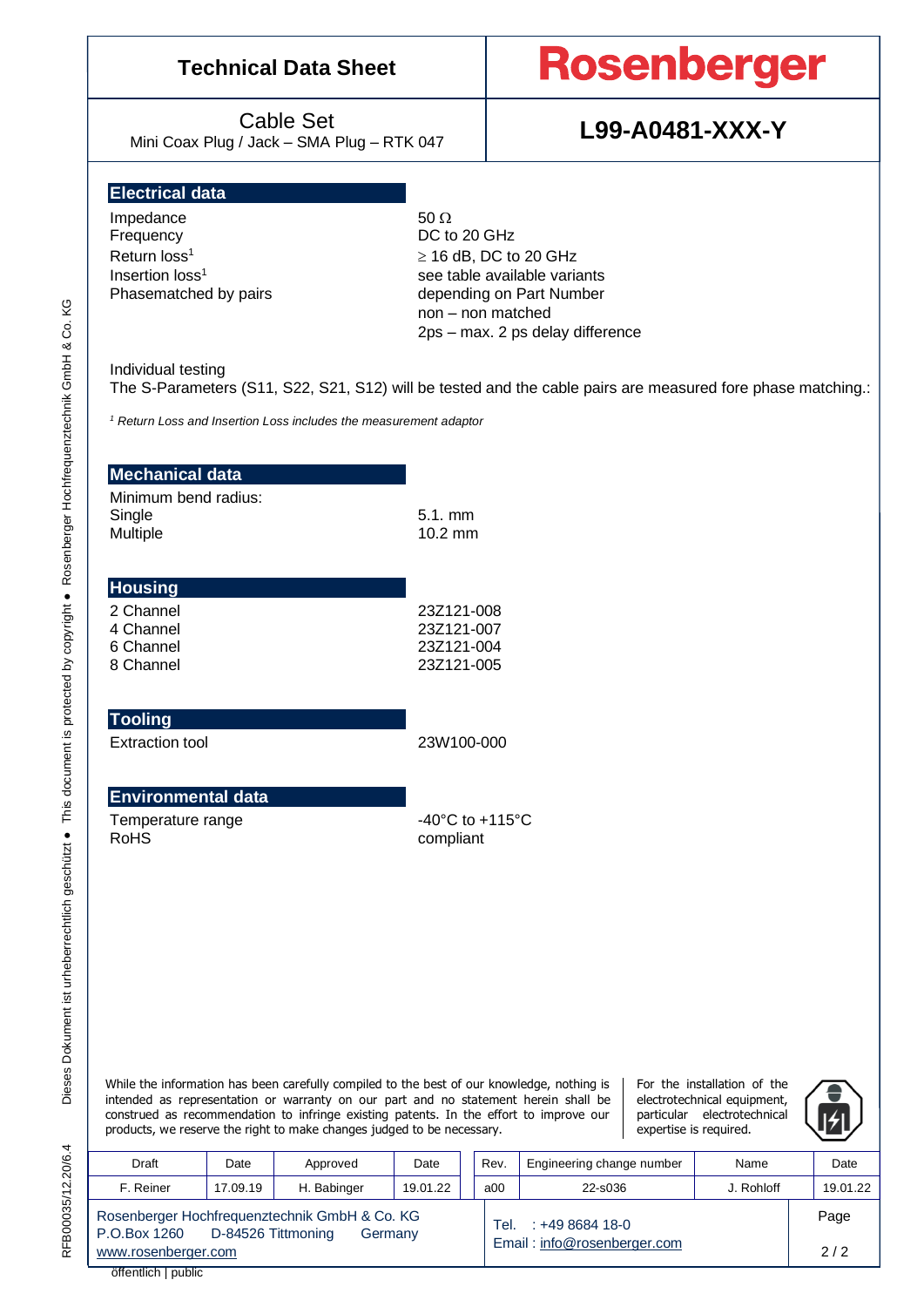# Technical Data Sheet

**Rosenberger**

Cable Set
Mini Coax Plug / Jack – SMA Plug – RTK 047

**L99-A0481-XXX-Y**

## Electrical data

| | |
|---|---|
| Impedance | 50 Ω |
| Frequency | DC to 20 GHz |
| Return loss[1] | ≥ 16 dB, DC to 20 GHz |
| Insertion loss[1] | see table available variants |
| Phasematched by pairs | depending on Part Number |
| | non – non matched |
| | 2ps – max. 2 ps delay difference |

Individual testing
The S-Parameters (S11, S22, S21, S12) will be tested and the cable pairs are measured fore phase matching.:

*[1] Return Loss and Insertion Loss includes the measurement adaptor*

## Mechanical data

| | |
|---|---|
| Minimum bend radius: | |
| Single | 5.1. mm |
| Multiple | 10.2 mm |

## Housing

| | |
|---|---|
| 2 Channel | 23Z121-008 |
| 4 Channel | 23Z121-007 |
| 6 Channel | 23Z121-004 |
| 8 Channel | 23Z121-005 |

## Tooling

| | |
|---|---|
| Extraction tool | 23W100-000 |

## Environmental data

| | |
|---|---|
| Temperature range | -40°C to +115°C |
| RoHS | compliant |

While the information has been carefully compiled to the best of our knowledge, nothing is intended as representation or warranty on our part and no statement herein shall be construed as recommendation to infringe existing patents. In the effort to improve our products, we reserve the right to make changes judged to be necessary.

For the installation of the electrotechnical equipment, particular electrotechnical expertise is required.

| Draft | Date | Approved | Date | Rev. | Engineering change number | Name | Date |
|---|---|---|---|---|---|---|---|
| F. Reiner | 17.09.19 | H. Babinger | 19.01.22 | a00 | 22-s036 | J. Rohloff | 19.01.22 |

Rosenberger Hochfrequenztechnik GmbH & Co. KG
P.O.Box 1260 D-84526 Tittmoning Germany
www.rosenberger.com

Tel. : +49 8684 18-0
Email : info@rosenberger.com

RFB00035/12.20/6.4

Dieses Dokument ist urheberrechtlich geschützt ● This document is protected by copyright ● Rosenberger Hochfrequenztechnik GmbH & Co. KG

öffentlich | public